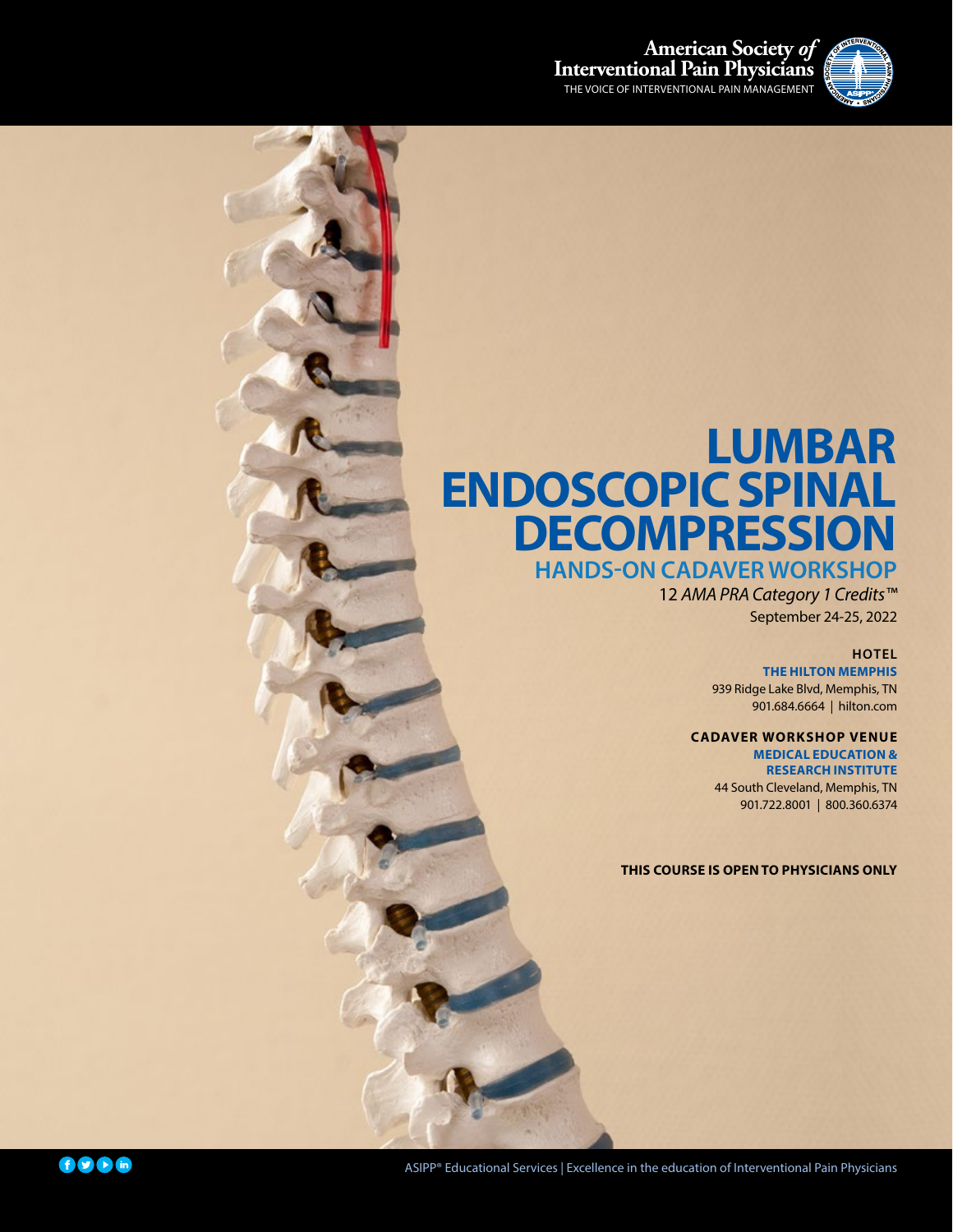American Society *of* Interventional Pain Physicians

THE VOICE OF INTERVENTIONAL PAIN MANAGEMENT

# LUMBAR ENDOSCOPIC SPINAL DECOMPRESSION

## HANDS-ON CADAVER WORKSHOP

12 *AMA PRA Category 1 Credits™*

September 24-25, 2022

**HOTEL**

**THE HILTON MEMPHIS**

939 Ridge Lake Blvd, Memphis, TN

901.684.6664 | hilton.com

**CADAVER WORKSHOP VENUE**

**MEDICAL EDUCATION & RESEARCH INSTITUTE**

44 South Cleveland, Memphis, TN

901.722.8001 | 800.360.6374

**THIS COURSE IS OPEN TO PHYSICIANS ONLY**

ASIPP® Educational Services | Excellence in the education of Interventional Pain Physicians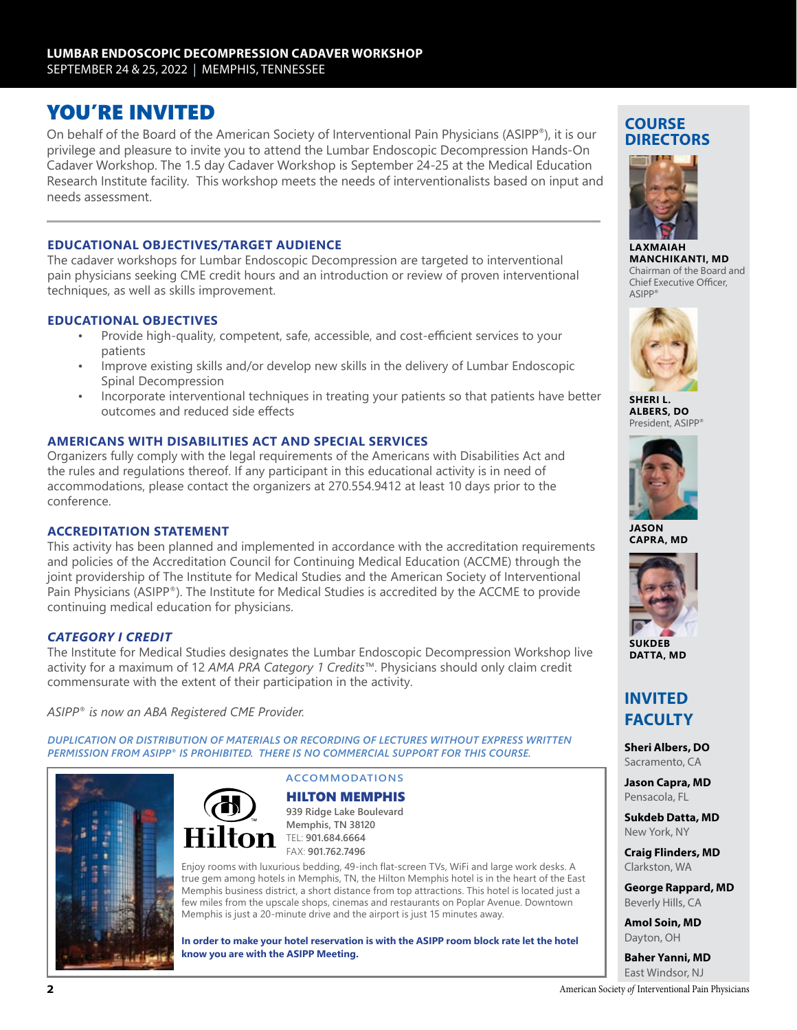# YOU'RE INVITED

On behalf of the Board of the American Society of Interventional Pain Physicians (ASIPP®), it is our privilege and pleasure to invite you to attend the Lumbar Endoscopic Decompression Hands-On Cadaver Workshop. The 1.5 day Cadaver Workshop is September 24-25 at the Medical Education Research Institute facility. This workshop meets the needs of interventionalists based on input and needs assessment.

### EDUCATIONAL OBJECTIVES/TARGET AUDIENCE

The cadaver workshops for Lumbar Endoscopic Decompression are targeted to interventional pain physicians seeking CME credit hours and an introduction or review of proven interventional techniques, as well as skills improvement.

### EDUCATIONAL OBJECTIVES

- Provide high-quality, competent, safe, accessible, and cost-efficient services to your patients
- Improve existing skills and/or develop new skills in the delivery of Lumbar Endoscopic Spinal Decompression
- Incorporate interventional techniques in treating your patients so that patients have better outcomes and reduced side effects

### AMERICANS WITH DISABILITIES ACT AND SPECIAL SERVICES

Organizers fully comply with the legal requirements of the Americans with Disabilities Act and the rules and regulations thereof. If any participant in this educational activity is in need of accommodations, please contact the organizers at 270.554.9412 at least 10 days prior to the conference.

### ACCREDITATION STATEMENT

This activity has been planned and implemented in accordance with the accreditation requirements and policies of the Accreditation Council for Continuing Medical Education (ACCME) through the joint providership of The Institute for Medical Studies and the American Society of Interventional Pain Physicians (ASIPP®). The Institute for Medical Studies is accredited by the ACCME to provide continuing medical education for physicians.

### *CATEGORY I CREDIT*

The Institute for Medical Studies designates the Lumbar Endoscopic Decompression Workshop live activity for a maximum of 12 *AMA PRA Category 1 Credits*™. Physicians should only claim credit commensurate with the extent of their participation in the activity.

*ASIPP® is now an ABA Registered CME Provider.*

*DUPLICATION OR DISTRIBUTION OF MATERIALS OR RECORDING OF LECTURES WITHOUT EXPRESS WRITTEN PERMISSION FROM ASIPP® IS PROHIBITED. THERE IS NO COMMERCIAL SUPPORT FOR THIS COURSE.*

ACCOMMODATIONS

### HILTON MEMPHIS

**939 Ridge Lake Boulevard**
**Memphis, TN 38120**
TEL: **901.684.6664**
FAX: **901.762.7496**

Enjoy rooms with luxurious bedding, 49-inch flat-screen TVs, WiFi and large work desks. A true gem among hotels in Memphis, TN, the Hilton Memphis hotel is in the heart of the East Memphis business district, a short distance from top attractions. This hotel is located just a few miles from the upscale shops, cinemas and restaurants on Poplar Avenue. Downtown Memphis is just a 20-minute drive and the airport is just 15 minutes away.

**In order to make your hotel reservation is with the ASIPP room block rate let the hotel know you are with the ASIPP Meeting.**

## COURSE DIRECTORS

**LAXMAIAH MANCHIKANTI, MD**
Chairman of the Board and Chief Executive Officer, ASIPP®

**SHERI L. ALBERS, DO**
President, ASIPP®

**JASON CAPRA, MD**

**SUKDEB DATTA, MD**

## INVITED FACULTY

**Sheri Albers, DO**
Sacramento, CA

**Jason Capra, MD**
Pensacola, FL

**Sukdeb Datta, MD**
New York, NY

**Craig Flinders, MD**
Clarkston, WA

**George Rappard, MD**
Beverly Hills, CA

**Amol Soin, MD**
Dayton, OH

**Baher Yanni, MD**
East Windsor, NJ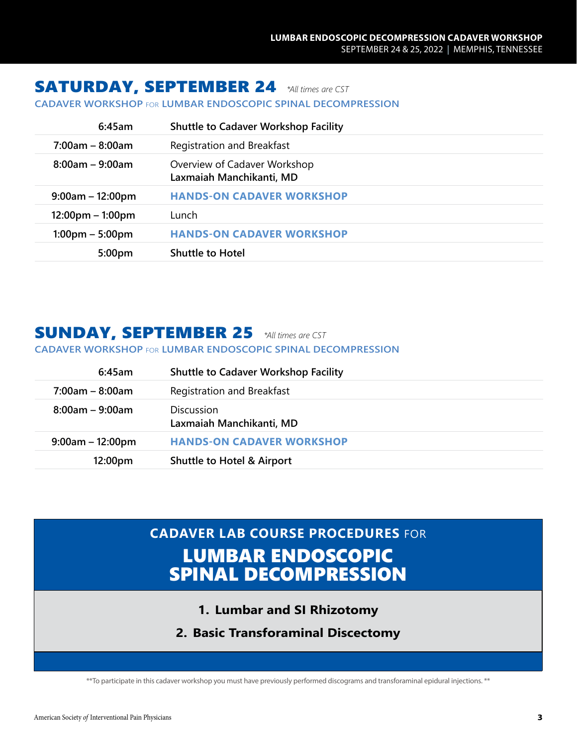## SATURDAY, SEPTEMBER 24 *\*All times are CST*

**CADAVER WORKSHOP FOR LUMBAR ENDOSCOPIC SPINAL DECOMPRESSION**

| | |
|---|---|
| **6:45am** | **Shuttle to Cadaver Workshop Facility** |
| **7:00am – 8:00am** | Registration and Breakfast |
| **8:00am – 9:00am** | Overview of Cadaver Workshop<br>**Laxmaiah Manchikanti, MD** |
| **9:00am – 12:00pm** | **HANDS-ON CADAVER WORKSHOP** |
| **12:00pm – 1:00pm** | Lunch |
| **1:00pm – 5:00pm** | **HANDS-ON CADAVER WORKSHOP** |
| **5:00pm** | **Shuttle to Hotel** |

## SUNDAY, SEPTEMBER 25 *\*All times are CST*

**CADAVER WORKSHOP FOR LUMBAR ENDOSCOPIC SPINAL DECOMPRESSION**

| | |
|---|---|
| **6:45am** | **Shuttle to Cadaver Workshop Facility** |
| **7:00am – 8:00am** | Registration and Breakfast |
| **8:00am – 9:00am** | Discussion<br>**Laxmaiah Manchikanti, MD** |
| **9:00am – 12:00pm** | **HANDS-ON CADAVER WORKSHOP** |
| **12:00pm** | **Shuttle to Hotel & Airport** |

### CADAVER LAB COURSE PROCEDURES FOR

## LUMBAR ENDOSCOPIC SPINAL DECOMPRESSION

1. **Lumbar and SI Rhizotomy**
2. **Basic Transforaminal Discectomy**

**To participate in this cadaver workshop you must have previously performed discograms and transforaminal epidural injections.**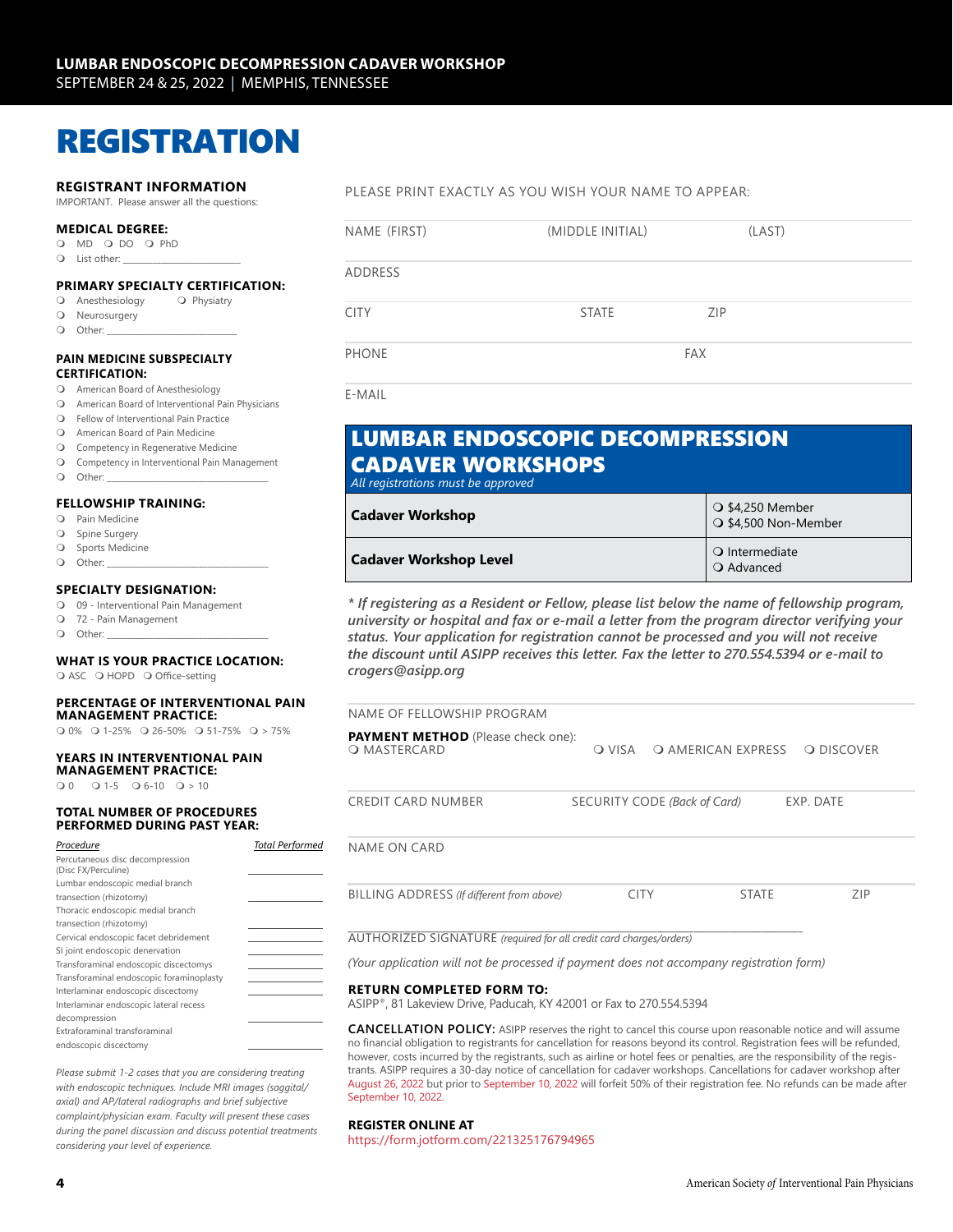**LUMBAR ENDOSCOPIC DECOMPRESSION CADAVER WORKSHOP**
SEPTEMBER 24 & 25, 2022 | MEMPHIS, TENNESSEE

# REGISTRATION

## REGISTRANT INFORMATION

IMPORTANT. Please answer all the questions:

### MEDICAL DEGREE:
❍ MD ❍ DO ❍ PhD
❍ List other: ______________________

### PRIMARY SPECIALTY CERTIFICATION:
❍ Anesthesiology ❍ Physiatry
❍ Neurosurgery
❍ Other: ______________________

### PAIN MEDICINE SUBSPECIALTY CERTIFICATION:
❍ American Board of Anesthesiology
❍ American Board of Interventional Pain Physicians
❍ Fellow of Interventional Pain Practice
❍ American Board of Pain Medicine
❍ Competency in Regenerative Medicine
❍ Competency in Interventional Pain Management
❍ Other: ______________________

### FELLOWSHIP TRAINING:
❍ Pain Medicine
❍ Spine Surgery
❍ Sports Medicine
❍ Other: ______________________

### SPECIALTY DESIGNATION:
❍ 09 - Interventional Pain Management
❍ 72 - Pain Management
❍ Other: ______________________

### WHAT IS YOUR PRACTICE LOCATION:
❍ ASC ❍ HOPD ❍ Office-setting

### PERCENTAGE OF INTERVENTIONAL PAIN MANAGEMENT PRACTICE:
❍ 0% ❍ 1-25% ❍ 26-50% ❍ 51-75% ❍ > 75%

### YEARS IN INTERVENTIONAL PAIN MANAGEMENT PRACTICE:
❍ 0 ❍ 1-5 ❍ 6-10 ❍ > 10

### TOTAL NUMBER OF PROCEDURES PERFORMED DURING PAST YEAR:

| *Procedure* | *Total Performed* |
|---|---|
| Percutaneous disc decompression (Disc FX/Perculine) | ________ |
| Lumbar endoscopic medial branch transection (rhizotomy) | ________ |
| Thoracic endoscopic medial branch transection (rhizotomy) | ________ |
| Cervical endoscopic facet debridement | ________ |
| SI joint endoscopic denervation | ________ |
| Transforaminal endoscopic discectomys | ________ |
| Transforaminal endoscopic foraminoplasty | ________ |
| Interlaminar endoscopic discectomy | ________ |
| Interlaminar endoscopic lateral recess decompression | ________ |
| Extraforaminal transforaminal endoscopic discectomy | ________ |

*Please submit 1-2 cases that you are considering treating with endoscopic techniques. Include MRI images (saggital/axial) and AP/lateral radiographs and brief subjective complaint/physician exam. Faculty will present these cases during the panel discussion and discuss potential treatments considering your level of experience.*

PLEASE PRINT EXACTLY AS YOU WISH YOUR NAME TO APPEAR:

NAME (FIRST) (MIDDLE INITIAL) (LAST)

ADDRESS

CITY STATE ZIP

PHONE FAX

E-MAIL

## LUMBAR ENDOSCOPIC DECOMPRESSION CADAVER WORKSHOPS

*All registrations must be approved*

| | |
|---|---|
| **Cadaver Workshop** | ❍ $4,250 Member<br>❍ $4,500 Non-Member |
| **Cadaver Workshop Level** | ❍ Intermediate<br>❍ Advanced |

*\* If registering as a Resident or Fellow, please list below the name of fellowship program, university or hospital and fax or e-mail a letter from the program director verifying your status. Your application for registration cannot be processed and you will not receive the discount until ASIPP receives this letter. Fax the letter to 270.554.5394 or e-mail to crogers@asipp.org*

NAME OF FELLOWSHIP PROGRAM

**PAYMENT METHOD** (Please check one):
❍ MASTERCARD ❍ VISA ❍ AMERICAN EXPRESS ❍ DISCOVER

CREDIT CARD NUMBER SECURITY CODE *(Back of Card)* EXP. DATE

NAME ON CARD

BILLING ADDRESS *(If different from above)* CITY STATE ZIP

AUTHORIZED SIGNATURE *(required for all credit card charges/orders)*

*(Your application will not be processed if payment does not accompany registration form)*

**RETURN COMPLETED FORM TO:**
ASIPP®, 81 Lakeview Drive, Paducah, KY 42001 or Fax to 270.554.5394

**CANCELLATION POLICY:** ASIPP reserves the right to cancel this course upon reasonable notice and will assume no financial obligation to registrants for cancellation for reasons beyond its control. Registration fees will be refunded, however, costs incurred by the registrants, such as airline or hotel fees or penalties, are the responsibility of the registrants. ASIPP requires a 30-day notice of cancellation for cadaver workshops. Cancellations for cadaver workshop after August 26, 2022 but prior to September 10, 2022 will forfeit 50% of their registration fee. No refunds can be made after September 10, 2022.

**REGISTER ONLINE AT**
https://form.jotform.com/221325176794965